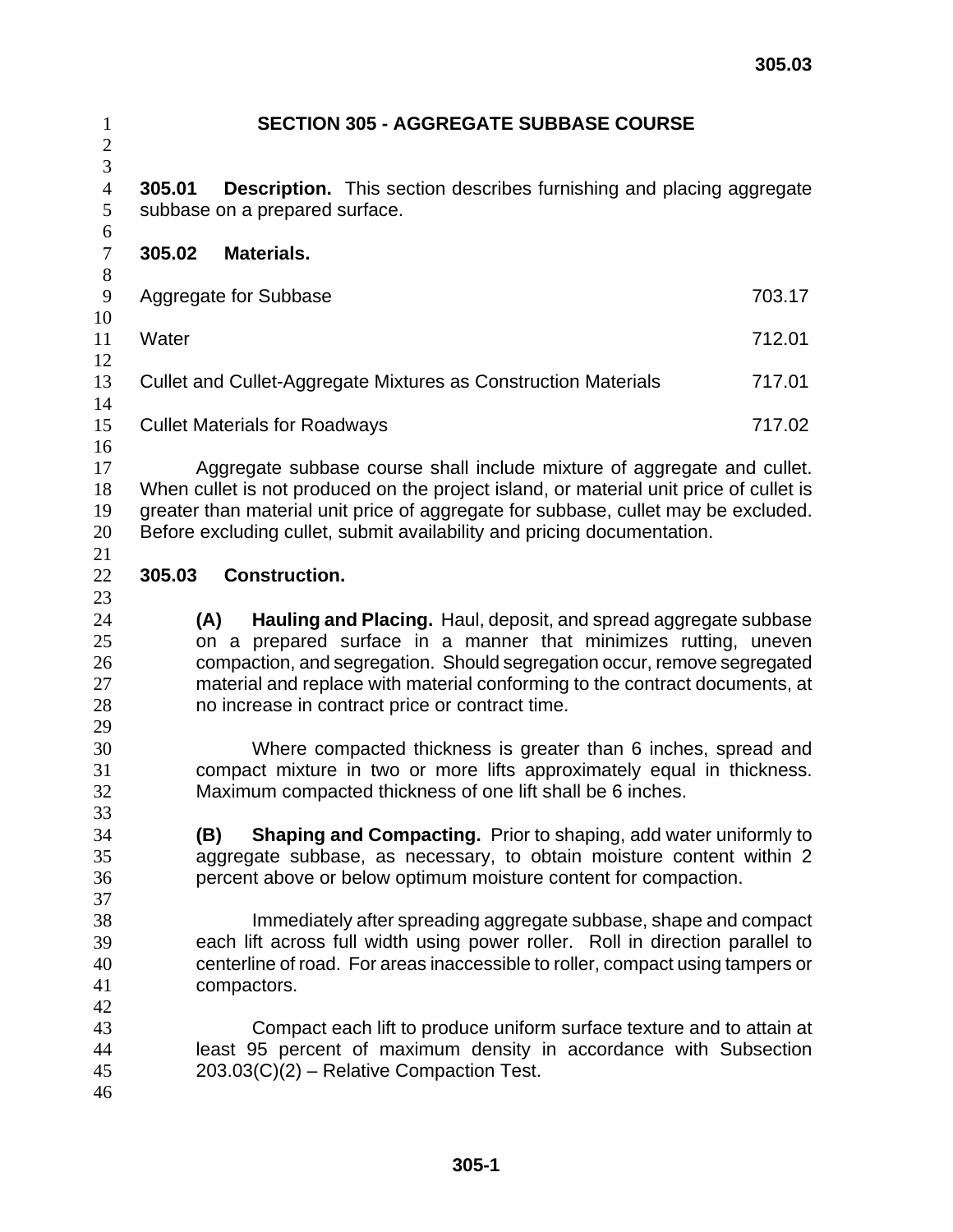# SECTION 305 - AGGREGATE SUBBASE COURSE

**305.01 Description.** This section describes furnishing and placing aggregate subbase on a prepared surface.

**305.02 Materials.**

| | |
|---|---|
| Aggregate for Subbase | 703.17 |
| Water | 712.01 |
| Cullet and Cullet-Aggregate Mixtures as Construction Materials | 717.01 |
| Cullet Materials for Roadways | 717.02 |

Aggregate subbase course shall include mixture of aggregate and cullet. When cullet is not produced on the project island, or material unit price of cullet is greater than material unit price of aggregate for subbase, cullet may be excluded. Before excluding cullet, submit availability and pricing documentation.

**305.03 Construction.**

**(A) Hauling and Placing.** Haul, deposit, and spread aggregate subbase on a prepared surface in a manner that minimizes rutting, uneven compaction, and segregation. Should segregation occur, remove segregated material and replace with material conforming to the contract documents, at no increase in contract price or contract time.

Where compacted thickness is greater than 6 inches, spread and compact mixture in two or more lifts approximately equal in thickness. Maximum compacted thickness of one lift shall be 6 inches.

**(B) Shaping and Compacting.** Prior to shaping, add water uniformly to aggregate subbase, as necessary, to obtain moisture content within 2 percent above or below optimum moisture content for compaction.

Immediately after spreading aggregate subbase, shape and compact each lift across full width using power roller. Roll in direction parallel to centerline of road. For areas inaccessible to roller, compact using tampers or compactors.

Compact each lift to produce uniform surface texture and to attain at least 95 percent of maximum density in accordance with Subsection 203.03(C)(2) – Relative Compaction Test.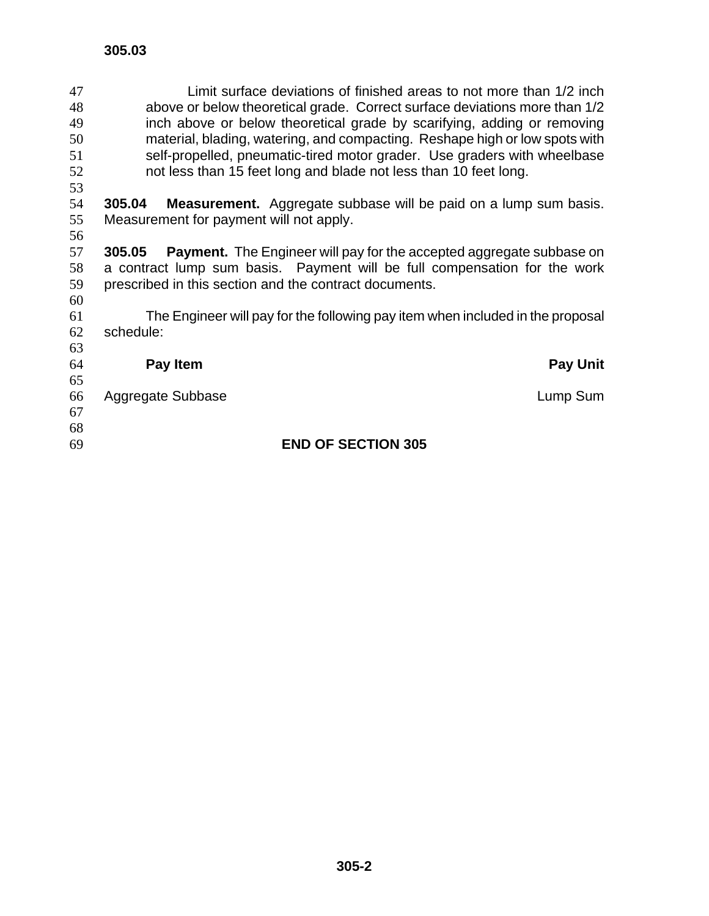Limit surface deviations of finished areas to not more than 1/2 inch above or below theoretical grade. Correct surface deviations more than 1/2 inch above or below theoretical grade by scarifying, adding or removing material, blading, watering, and compacting. Reshape high or low spots with self-propelled, pneumatic-tired motor grader. Use graders with wheelbase not less than 15 feet long and blade not less than 10 feet long.

**305.04 Measurement.** Aggregate subbase will be paid on a lump sum basis. Measurement for payment will not apply.

**305.05 Payment.** The Engineer will pay for the accepted aggregate subbase on a contract lump sum basis. Payment will be full compensation for the work prescribed in this section and the contract documents.

The Engineer will pay for the following pay item when included in the proposal schedule:

| Pay Item | Pay Unit |
|---|---|
| Aggregate Subbase | Lump Sum |

**END OF SECTION 305**